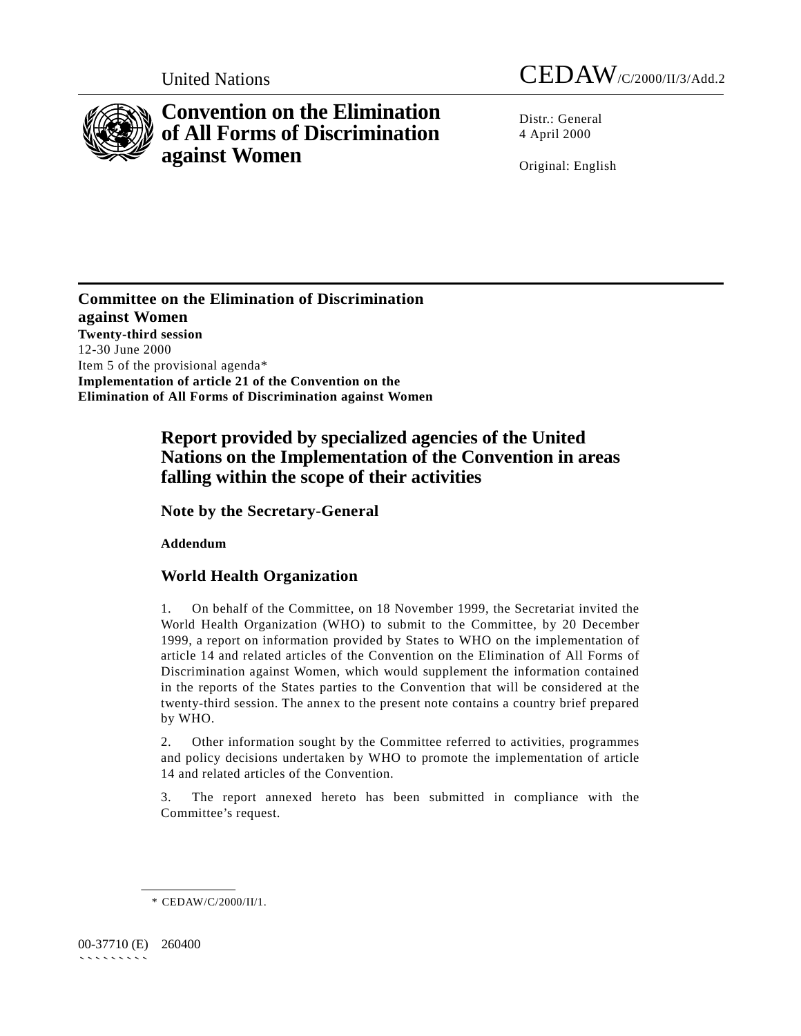United Nations

CEDAW/C/2000/II/3/Add.2

# Convention on the Elimination of All Forms of Discrimination against Women

Distr.: General
4 April 2000

Original: English

**Committee on the Elimination of Discrimination against Women**
**Twenty-third session**
12-30 June 2000
Item 5 of the provisional agenda*
**Implementation of article 21 of the Convention on the Elimination of All Forms of Discrimination against Women**

## Report provided by specialized agencies of the United Nations on the Implementation of the Convention in areas falling within the scope of their activities

### Note by the Secretary-General

**Addendum**

### World Health Organization

1. On behalf of the Committee, on 18 November 1999, the Secretariat invited the World Health Organization (WHO) to submit to the Committee, by 20 December 1999, a report on information provided by States to WHO on the implementation of article 14 and related articles of the Convention on the Elimination of All Forms of Discrimination against Women, which would supplement the information contained in the reports of the States parties to the Convention that will be considered at the twenty-third session. The annex to the present note contains a country brief prepared by WHO.

2. Other information sought by the Committee referred to activities, programmes and policy decisions undertaken by WHO to promote the implementation of article 14 and related articles of the Convention.

3. The report annexed hereto has been submitted in compliance with the Committee's request.

\* CEDAW/C/2000/II/1.

00-37710 (E) 260400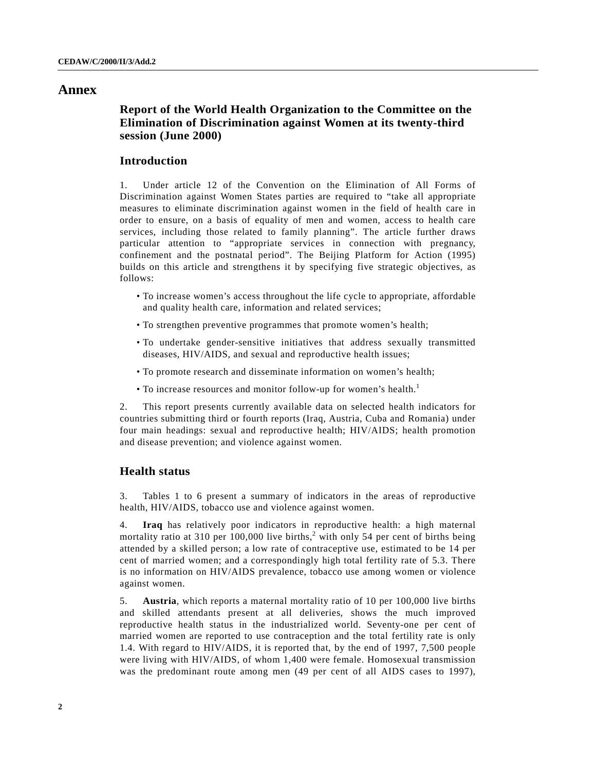# Annex

## Report of the World Health Organization to the Committee on the Elimination of Discrimination against Women at its twenty-third session (June 2000)

## Introduction

1. Under article 12 of the Convention on the Elimination of All Forms of Discrimination against Women States parties are required to "take all appropriate measures to eliminate discrimination against women in the field of health care in order to ensure, on a basis of equality of men and women, access to health care services, including those related to family planning". The article further draws particular attention to "appropriate services in connection with pregnancy, confinement and the postnatal period". The Beijing Platform for Action (1995) builds on this article and strengthens it by specifying five strategic objectives, as follows:

- To increase women's access throughout the life cycle to appropriate, affordable and quality health care, information and related services;
- To strengthen preventive programmes that promote women's health;
- To undertake gender-sensitive initiatives that address sexually transmitted diseases, HIV/AIDS, and sexual and reproductive health issues;
- To promote research and disseminate information on women's health;
- To increase resources and monitor follow-up for women's health.[1]

2. This report presents currently available data on selected health indicators for countries submitting third or fourth reports (Iraq, Austria, Cuba and Romania) under four main headings: sexual and reproductive health; HIV/AIDS; health promotion and disease prevention; and violence against women.

## Health status

3. Tables 1 to 6 present a summary of indicators in the areas of reproductive health, HIV/AIDS, tobacco use and violence against women.

4. **Iraq** has relatively poor indicators in reproductive health: a high maternal mortality ratio at 310 per 100,000 live births,[2] with only 54 per cent of births being attended by a skilled person; a low rate of contraceptive use, estimated to be 14 per cent of married women; and a correspondingly high total fertility rate of 5.3. There is no information on HIV/AIDS prevalence, tobacco use among women or violence against women.

5. **Austria**, which reports a maternal mortality ratio of 10 per 100,000 live births and skilled attendants present at all deliveries, shows the much improved reproductive health status in the industrialized world. Seventy-one per cent of married women are reported to use contraception and the total fertility rate is only 1.4. With regard to HIV/AIDS, it is reported that, by the end of 1997, 7,500 people were living with HIV/AIDS, of whom 1,400 were female. Homosexual transmission was the predominant route among men (49 per cent of all AIDS cases to 1997),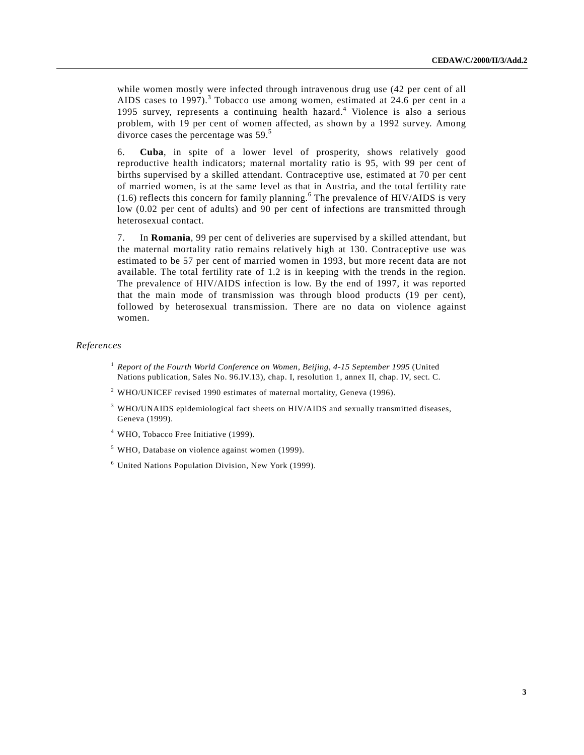while women mostly were infected through intravenous drug use (42 per cent of all AIDS cases to 1997).[3] Tobacco use among women, estimated at 24.6 per cent in a 1995 survey, represents a continuing health hazard.[4] Violence is also a serious problem, with 19 per cent of women affected, as shown by a 1992 survey. Among divorce cases the percentage was 59.[5]

6. **Cuba**, in spite of a lower level of prosperity, shows relatively good reproductive health indicators; maternal mortality ratio is 95, with 99 per cent of births supervised by a skilled attendant. Contraceptive use, estimated at 70 per cent of married women, is at the same level as that in Austria, and the total fertility rate (1.6) reflects this concern for family planning.[6] The prevalence of HIV/AIDS is very low (0.02 per cent of adults) and 90 per cent of infections are transmitted through heterosexual contact.

7. In **Romania**, 99 per cent of deliveries are supervised by a skilled attendant, but the maternal mortality ratio remains relatively high at 130. Contraceptive use was estimated to be 57 per cent of married women in 1993, but more recent data are not available. The total fertility rate of 1.2 is in keeping with the trends in the region. The prevalence of HIV/AIDS infection is low. By the end of 1997, it was reported that the main mode of transmission was through blood products (19 per cent), followed by heterosexual transmission. There are no data on violence against women.

*References*

[1] *Report of the Fourth World Conference on Women, Beijing, 4-15 September 1995* (United Nations publication, Sales No. 96.IV.13), chap. I, resolution 1, annex II, chap. IV, sect. C.

[2] WHO/UNICEF revised 1990 estimates of maternal mortality, Geneva (1996).

[3] WHO/UNAIDS epidemiological fact sheets on HIV/AIDS and sexually transmitted diseases, Geneva (1999).

[4] WHO, Tobacco Free Initiative (1999).

[5] WHO, Database on violence against women (1999).

[6] United Nations Population Division, New York (1999).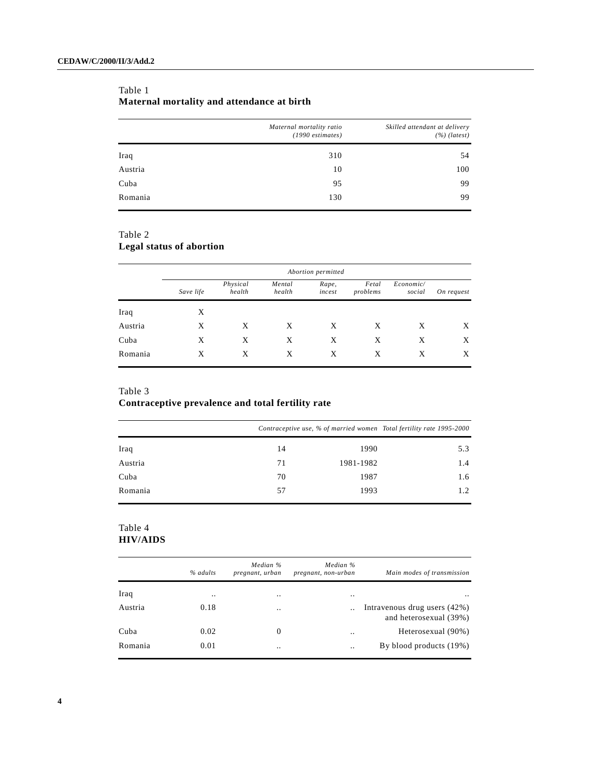Table 1
**Maternal mortality and attendance at birth**

| | *Maternal mortality ratio (1990 estimates)* | *Skilled attendant at delivery (%) (latest)* |
|---|---|---|
| Iraq | 310 | 54 |
| Austria | 10 | 100 |
| Cuba | 95 | 99 |
| Romania | 130 | 99 |

Table 2
**Legal status of abortion**

| | *Abortion permitted* | | | | | | |
|---|---|---|---|---|---|---|---|
| | *Save life* | *Physical health* | *Mental health* | *Rape, incest* | *Fetal problems* | *Economic/ social* | *On request* |
| Iraq | X | | | | | | |
| Austria | X | X | X | X | X | X | X |
| Cuba | X | X | X | X | X | X | X |
| Romania | X | X | X | X | X | X | X |

Table 3
**Contraceptive prevalence and total fertility rate**

| | *Contraceptive use, % of married women* | | *Total fertility rate 1995-2000* |
|---|---|---|---|
| Iraq | 14 | 1990 | 5.3 |
| Austria | 71 | 1981-1982 | 1.4 |
| Cuba | 70 | 1987 | 1.6 |
| Romania | 57 | 1993 | 1.2 |

Table 4
**HIV/AIDS**

| | *% adults* | *Median % pregnant, urban* | *Median % pregnant, non-urban* | *Main modes of transmission* |
|---|---|---|---|---|
| Iraq | .. | .. | .. | .. |
| Austria | 0.18 | .. | .. | Intravenous drug users (42%) and heterosexual (39%) |
| Cuba | 0.02 | 0 | .. | Heterosexual (90%) |
| Romania | 0.01 | .. | .. | By blood products (19%) |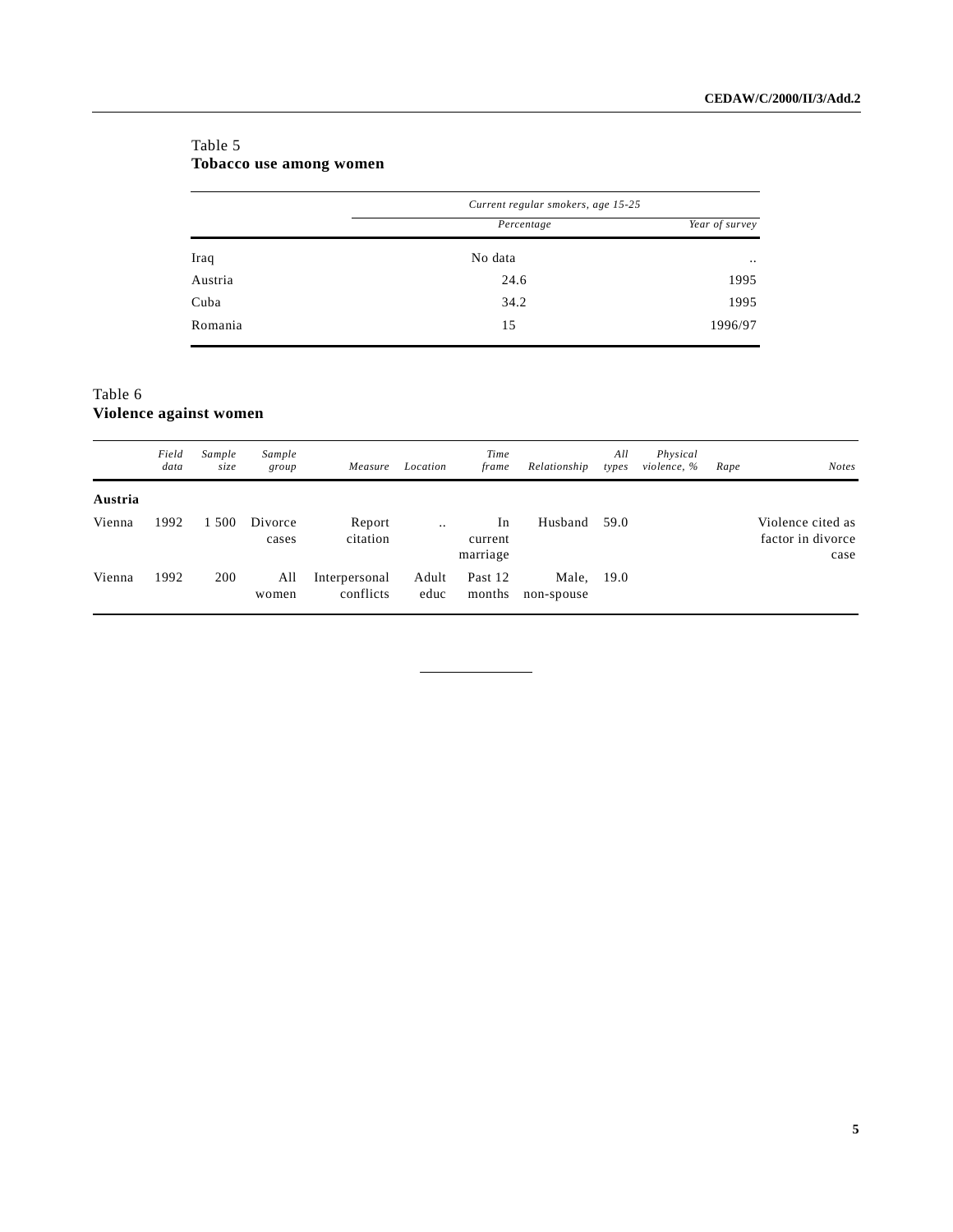Table 5
**Tobacco use among women**

| | Current regular smokers, age 15-25 | |
|---|---|---|
| | Percentage | Year of survey |
| Iraq | No data | .. |
| Austria | 24.6 | 1995 |
| Cuba | 34.2 | 1995 |
| Romania | 15 | 1996/97 |

Table 6
**Violence against women**

| | Field data | Sample size | Sample group | Measure | Location | Time frame | Relationship | All types | Physical violence, % | Rape | Notes |
|---|---|---|---|---|---|---|---|---|---|---|---|
| **Austria** | | | | | | | | | | | |
| Vienna | 1992 | 1 500 | Divorce cases | Report citation | .. | In current marriage | Husband | 59.0 | | | Violence cited as factor in divorce case |
| Vienna | 1992 | 200 | All women | Interpersonal conflicts | Adult educ | Past 12 months | Male, non-spouse | 19.0 | | | |